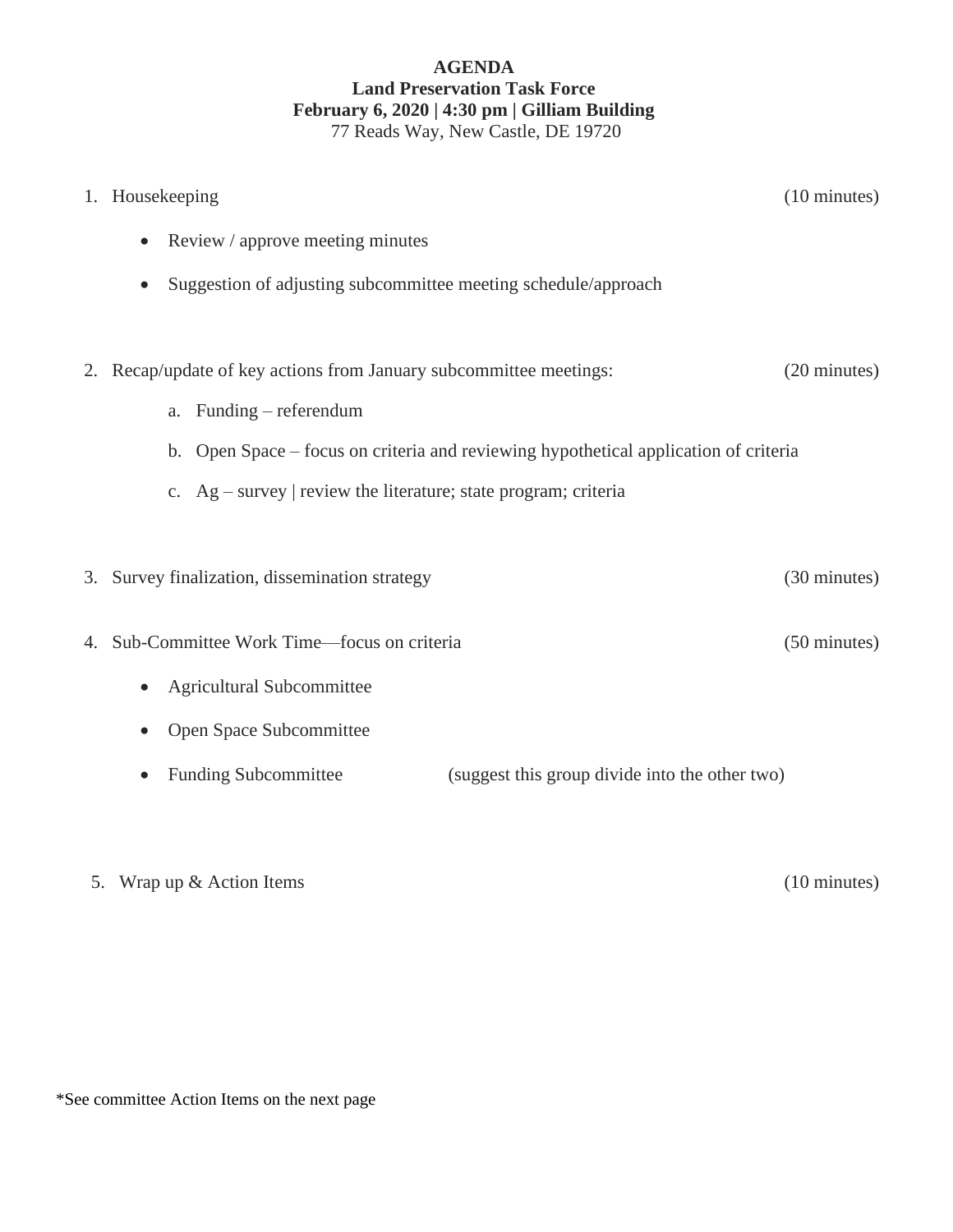# AGENDA

## Land Preservation Task Force

**February 6, 2020 | 4:30 pm | Gilliam Building**

77 Reads Way, New Castle, DE 19720

1. Housekeeping (10 minutes)
   - Review / approve meeting minutes
   - Suggestion of adjusting subcommittee meeting schedule/approach

2. Recap/update of key actions from January subcommittee meetings: (20 minutes)
   a. Funding – referendum
   b. Open Space – focus on criteria and reviewing hypothetical application of criteria
   c. Ag – survey | review the literature; state program; criteria

3. Survey finalization, dissemination strategy (30 minutes)

4. Sub-Committee Work Time—focus on criteria (50 minutes)
   - Agricultural Subcommittee
   - Open Space Subcommittee
   - Funding Subcommittee (suggest this group divide into the other two)

5. Wrap up & Action Items (10 minutes)

*See committee Action Items on the next page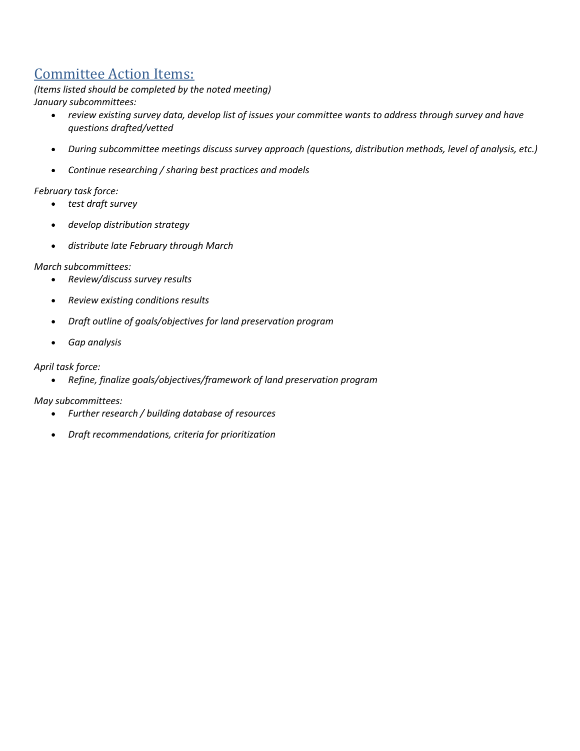## Committee Action Items:

*(Items listed should be completed by the noted meeting)*

*January subcommittees:*

- *review existing survey data, develop list of issues your committee wants to address through survey and have questions drafted/vetted*
- *During subcommittee meetings discuss survey approach (questions, distribution methods, level of analysis, etc.)*
- *Continue researching / sharing best practices and models*

*February task force:*

- *test draft survey*
- *develop distribution strategy*
- *distribute late February through March*

*March subcommittees:*

- *Review/discuss survey results*
- *Review existing conditions results*
- *Draft outline of goals/objectives for land preservation program*
- *Gap analysis*

*April task force:*

- *Refine, finalize goals/objectives/framework of land preservation program*

*May subcommittees:*

- *Further research / building database of resources*
- *Draft recommendations, criteria for prioritization*